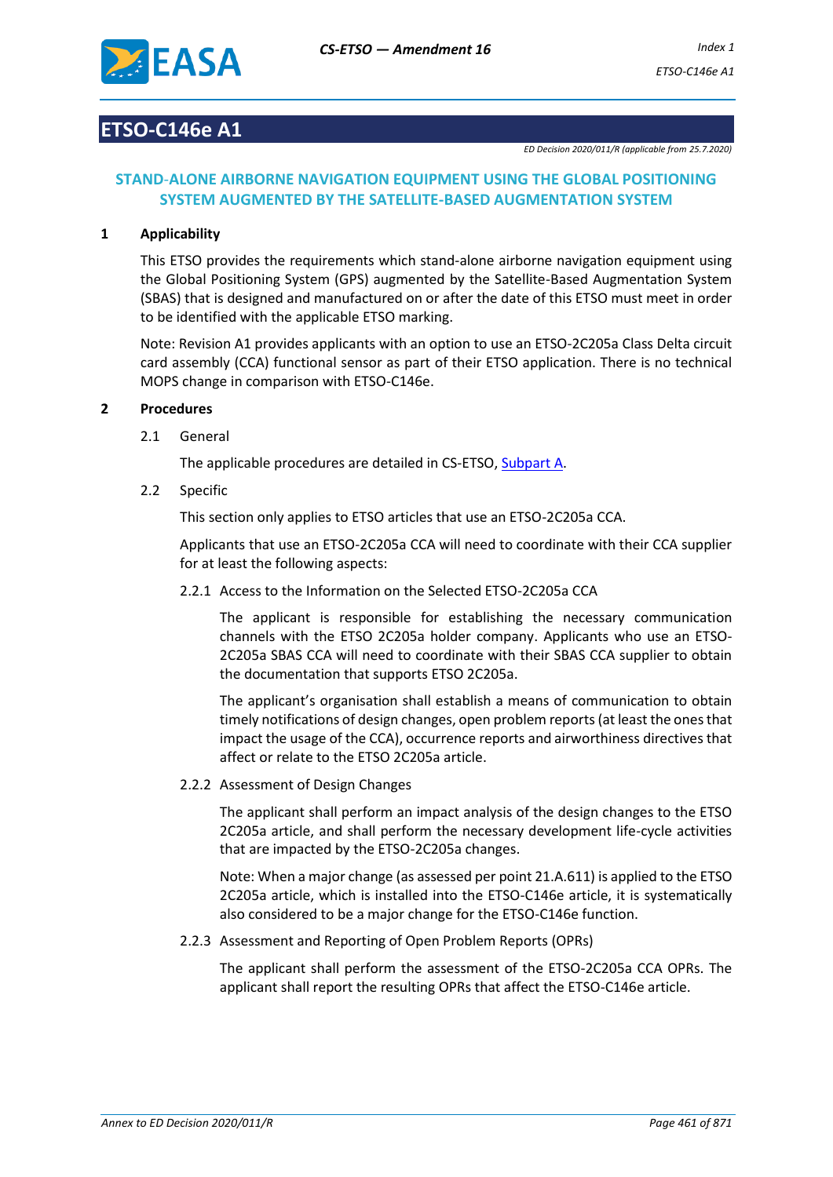# ETSO-C146e A1

*ED Decision 2020/011/R (applicable from 25.7.2020)*

## STAND-ALONE AIRBORNE NAVIGATION EQUIPMENT USING THE GLOBAL POSITIONING SYSTEM AUGMENTED BY THE SATELLITE-BASED AUGMENTATION SYSTEM

### 1 Applicability

This ETSO provides the requirements which stand-alone airborne navigation equipment using the Global Positioning System (GPS) augmented by the Satellite-Based Augmentation System (SBAS) that is designed and manufactured on or after the date of this ETSO must meet in order to be identified with the applicable ETSO marking.

Note: Revision A1 provides applicants with an option to use an ETSO-2C205a Class Delta circuit card assembly (CCA) functional sensor as part of their ETSO application. There is no technical MOPS change in comparison with ETSO-C146e.

### 2 Procedures

2.1 General

The applicable procedures are detailed in CS-ETSO, Subpart A.

2.2 Specific

This section only applies to ETSO articles that use an ETSO-2C205a CCA.

Applicants that use an ETSO-2C205a CCA will need to coordinate with their CCA supplier for at least the following aspects:

2.2.1 Access to the Information on the Selected ETSO-2C205a CCA

The applicant is responsible for establishing the necessary communication channels with the ETSO 2C205a holder company. Applicants who use an ETSO-2C205a SBAS CCA will need to coordinate with their SBAS CCA supplier to obtain the documentation that supports ETSO 2C205a.

The applicant's organisation shall establish a means of communication to obtain timely notifications of design changes, open problem reports (at least the ones that impact the usage of the CCA), occurrence reports and airworthiness directives that affect or relate to the ETSO 2C205a article.

2.2.2 Assessment of Design Changes

The applicant shall perform an impact analysis of the design changes to the ETSO 2C205a article, and shall perform the necessary development life-cycle activities that are impacted by the ETSO-2C205a changes.

Note: When a major change (as assessed per point 21.A.611) is applied to the ETSO 2C205a article, which is installed into the ETSO-C146e article, it is systematically also considered to be a major change for the ETSO-C146e function.

2.2.3 Assessment and Reporting of Open Problem Reports (OPRs)

The applicant shall perform the assessment of the ETSO-2C205a CCA OPRs. The applicant shall report the resulting OPRs that affect the ETSO-C146e article.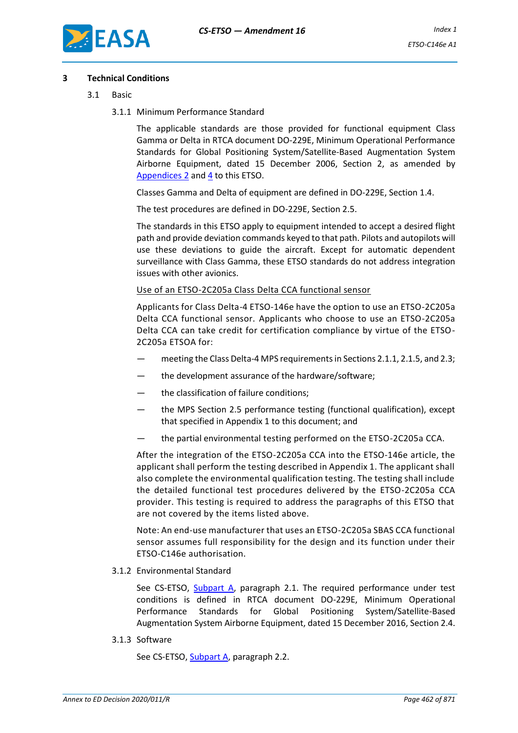## 3 Technical Conditions

### 3.1 Basic

#### 3.1.1 Minimum Performance Standard

The applicable standards are those provided for functional equipment Class Gamma or Delta in RTCA document DO-229E, Minimum Operational Performance Standards for Global Positioning System/Satellite-Based Augmentation System Airborne Equipment, dated 15 December 2006, Section 2, as amended by Appendices 2 and 4 to this ETSO.

Classes Gamma and Delta of equipment are defined in DO-229E, Section 1.4.

The test procedures are defined in DO-229E, Section 2.5.

The standards in this ETSO apply to equipment intended to accept a desired flight path and provide deviation commands keyed to that path. Pilots and autopilots will use these deviations to guide the aircraft. Except for automatic dependent surveillance with Class Gamma, these ETSO standards do not address integration issues with other avionics.

Use of an ETSO-2C205a Class Delta CCA functional sensor

Applicants for Class Delta-4 ETSO-146e have the option to use an ETSO-2C205a Delta CCA functional sensor. Applicants who choose to use an ETSO-2C205a Delta CCA can take credit for certification compliance by virtue of the ETSO-2C205a ETSOA for:

- meeting the Class Delta-4 MPS requirements in Sections 2.1.1, 2.1.5, and 2.3;
- the development assurance of the hardware/software;
- the classification of failure conditions;
- the MPS Section 2.5 performance testing (functional qualification), except that specified in Appendix 1 to this document; and
- the partial environmental testing performed on the ETSO-2C205a CCA.

After the integration of the ETSO-2C205a CCA into the ETSO-146e article, the applicant shall perform the testing described in Appendix 1. The applicant shall also complete the environmental qualification testing. The testing shall include the detailed functional test procedures delivered by the ETSO-2C205a CCA provider. This testing is required to address the paragraphs of this ETSO that are not covered by the items listed above.

Note: An end-use manufacturer that uses an ETSO-2C205a SBAS CCA functional sensor assumes full responsibility for the design and its function under their ETSO-C146e authorisation.

#### 3.1.2 Environmental Standard

See CS-ETSO, Subpart A, paragraph 2.1. The required performance under test conditions is defined in RTCA document DO-229E, Minimum Operational Performance Standards for Global Positioning System/Satellite-Based Augmentation System Airborne Equipment, dated 15 December 2016, Section 2.4.

#### 3.1.3 Software

See CS-ETSO, Subpart A, paragraph 2.2.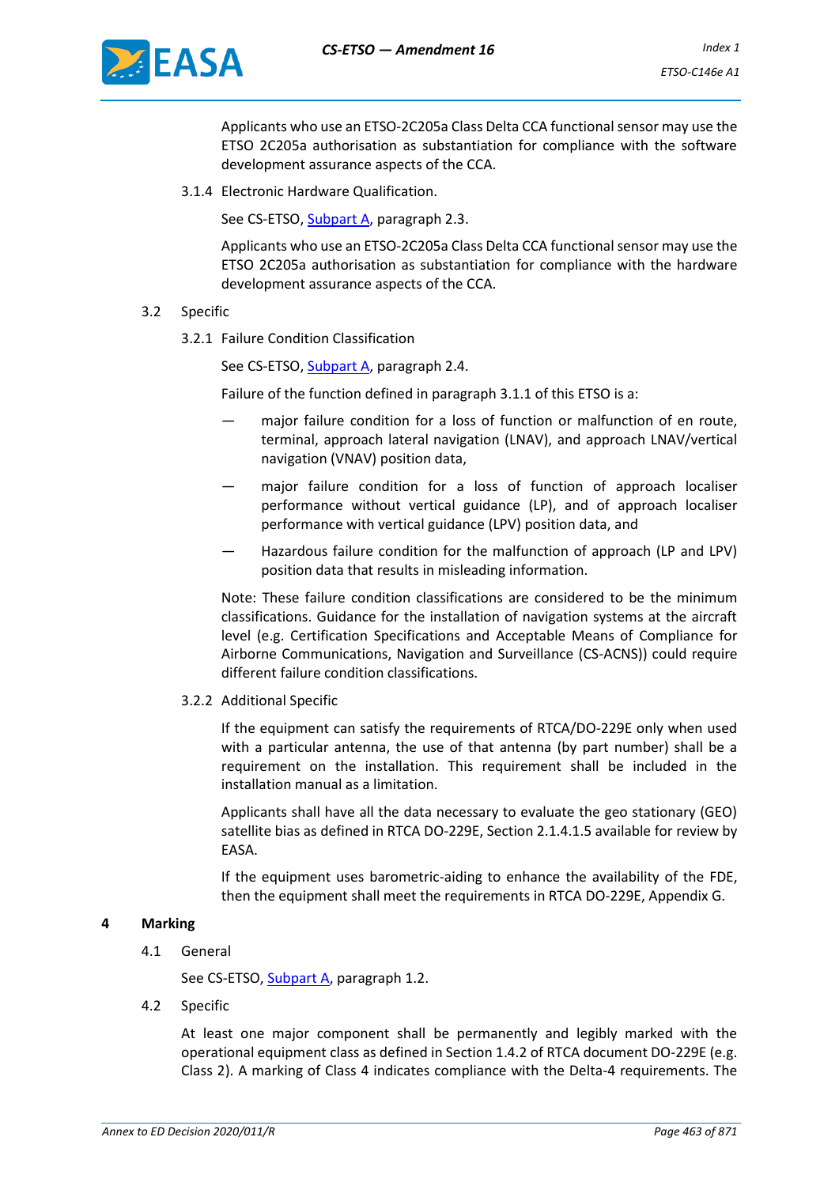Applicants who use an ETSO-2C205a Class Delta CCA functional sensor may use the ETSO 2C205a authorisation as substantiation for compliance with the software development assurance aspects of the CCA.

3.1.4 Electronic Hardware Qualification.

See CS-ETSO, Subpart A, paragraph 2.3.

Applicants who use an ETSO-2C205a Class Delta CCA functional sensor may use the ETSO 2C205a authorisation as substantiation for compliance with the hardware development assurance aspects of the CCA.

3.2 Specific

3.2.1 Failure Condition Classification

See CS-ETSO, Subpart A, paragraph 2.4.

Failure of the function defined in paragraph 3.1.1 of this ETSO is a:

— major failure condition for a loss of function or malfunction of en route, terminal, approach lateral navigation (LNAV), and approach LNAV/vertical navigation (VNAV) position data,

— major failure condition for a loss of function of approach localiser performance without vertical guidance (LP), and of approach localiser performance with vertical guidance (LPV) position data, and

— Hazardous failure condition for the malfunction of approach (LP and LPV) position data that results in misleading information.

Note: These failure condition classifications are considered to be the minimum classifications. Guidance for the installation of navigation systems at the aircraft level (e.g. Certification Specifications and Acceptable Means of Compliance for Airborne Communications, Navigation and Surveillance (CS-ACNS)) could require different failure condition classifications.

3.2.2 Additional Specific

If the equipment can satisfy the requirements of RTCA/DO-229E only when used with a particular antenna, the use of that antenna (by part number) shall be a requirement on the installation. This requirement shall be included in the installation manual as a limitation.

Applicants shall have all the data necessary to evaluate the geo stationary (GEO) satellite bias as defined in RTCA DO-229E, Section 2.1.4.1.5 available for review by EASA.

If the equipment uses barometric-aiding to enhance the availability of the FDE, then the equipment shall meet the requirements in RTCA DO-229E, Appendix G.

## 4 Marking

4.1 General

See CS-ETSO, Subpart A, paragraph 1.2.

4.2 Specific

At least one major component shall be permanently and legibly marked with the operational equipment class as defined in Section 1.4.2 of RTCA document DO-229E (e.g. Class 2). A marking of Class 4 indicates compliance with the Delta-4 requirements. The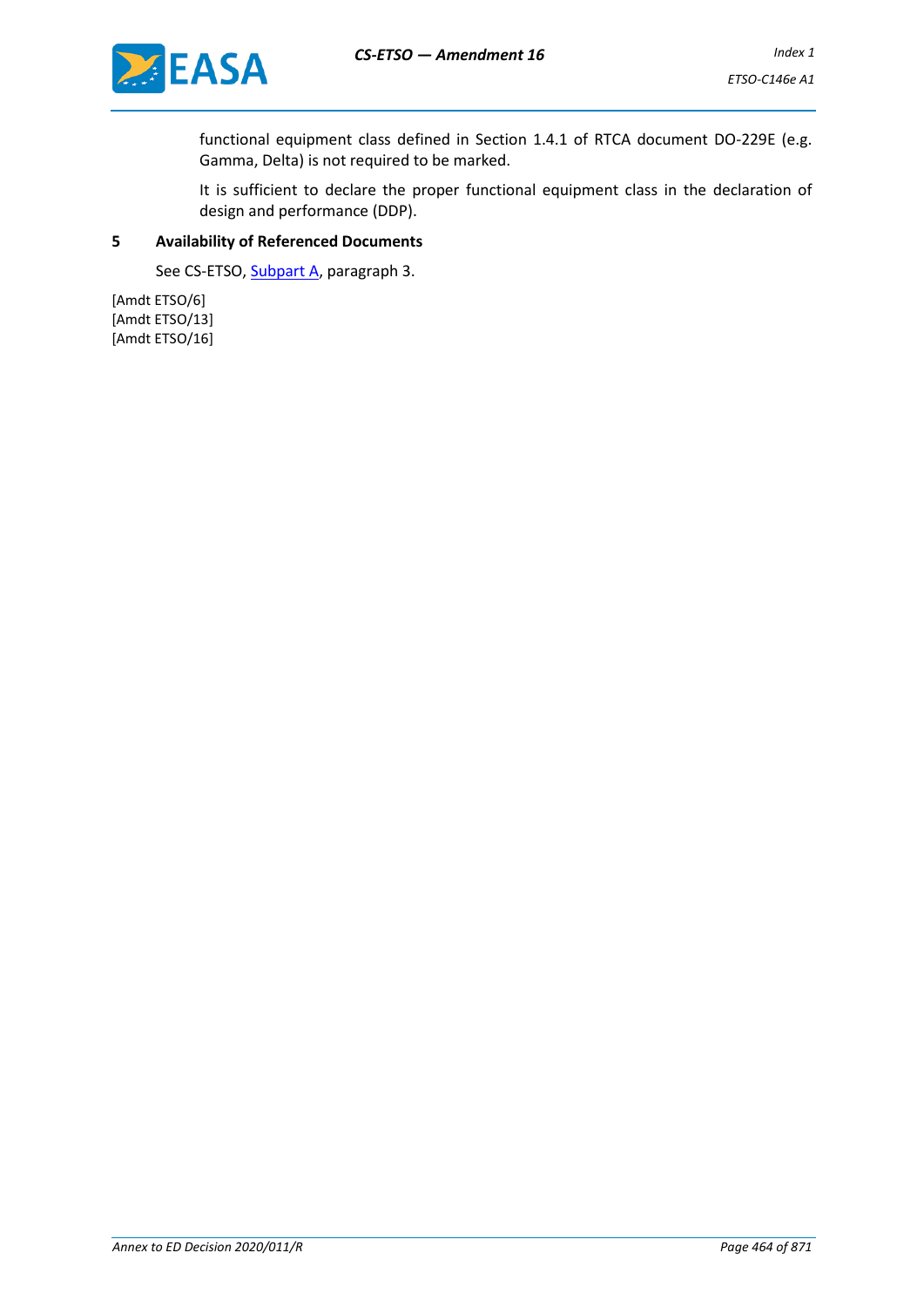functional equipment class defined in Section 1.4.1 of RTCA document DO-229E (e.g. Gamma, Delta) is not required to be marked.

It is sufficient to declare the proper functional equipment class in the declaration of design and performance (DDP).

## 5 Availability of Referenced Documents

See CS-ETSO, Subpart A, paragraph 3.

[Amdt ETSO/6]
[Amdt ETSO/13]
[Amdt ETSO/16]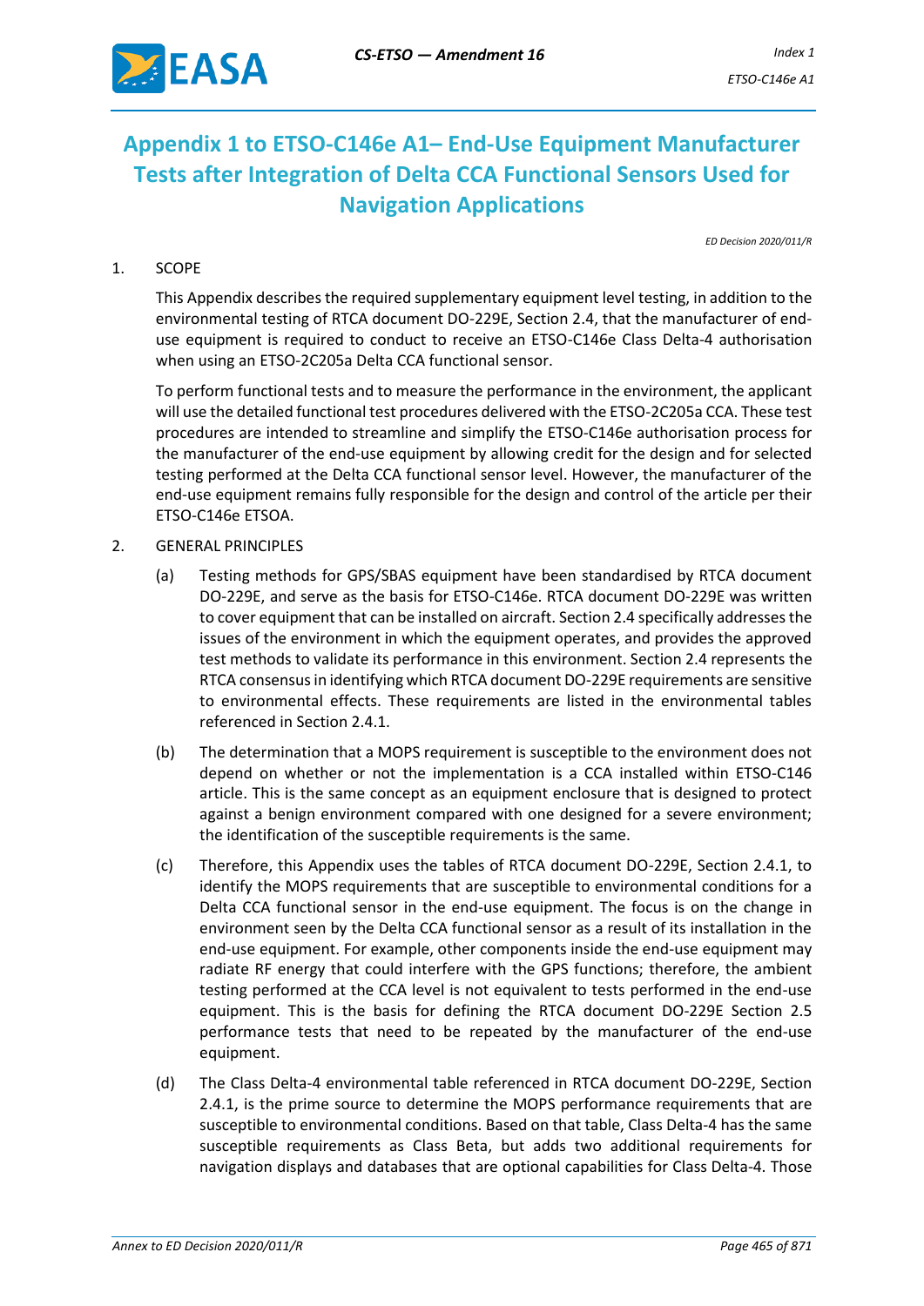# Appendix 1 to ETSO-C146e A1– End-Use Equipment Manufacturer Tests after Integration of Delta CCA Functional Sensors Used for Navigation Applications

*ED Decision 2020/011/R*

1. SCOPE

   This Appendix describes the required supplementary equipment level testing, in addition to the environmental testing of RTCA document DO-229E, Section 2.4, that the manufacturer of end-use equipment is required to conduct to receive an ETSO-C146e Class Delta-4 authorisation when using an ETSO-2C205a Delta CCA functional sensor.

   To perform functional tests and to measure the performance in the environment, the applicant will use the detailed functional test procedures delivered with the ETSO-2C205a CCA. These test procedures are intended to streamline and simplify the ETSO-C146e authorisation process for the manufacturer of the end-use equipment by allowing credit for the design and for selected testing performed at the Delta CCA functional sensor level. However, the manufacturer of the end-use equipment remains fully responsible for the design and control of the article per their ETSO-C146e ETSOA.

2. GENERAL PRINCIPLES

   (a) Testing methods for GPS/SBAS equipment have been standardised by RTCA document DO-229E, and serve as the basis for ETSO-C146e. RTCA document DO-229E was written to cover equipment that can be installed on aircraft. Section 2.4 specifically addresses the issues of the environment in which the equipment operates, and provides the approved test methods to validate its performance in this environment. Section 2.4 represents the RTCA consensus in identifying which RTCA document DO-229E requirements are sensitive to environmental effects. These requirements are listed in the environmental tables referenced in Section 2.4.1.

   (b) The determination that a MOPS requirement is susceptible to the environment does not depend on whether or not the implementation is a CCA installed within ETSO-C146 article. This is the same concept as an equipment enclosure that is designed to protect against a benign environment compared with one designed for a severe environment; the identification of the susceptible requirements is the same.

   (c) Therefore, this Appendix uses the tables of RTCA document DO-229E, Section 2.4.1, to identify the MOPS requirements that are susceptible to environmental conditions for a Delta CCA functional sensor in the end-use equipment. The focus is on the change in environment seen by the Delta CCA functional sensor as a result of its installation in the end-use equipment. For example, other components inside the end-use equipment may radiate RF energy that could interfere with the GPS functions; therefore, the ambient testing performed at the CCA level is not equivalent to tests performed in the end-use equipment. This is the basis for defining the RTCA document DO-229E Section 2.5 performance tests that need to be repeated by the manufacturer of the end-use equipment.

   (d) The Class Delta-4 environmental table referenced in RTCA document DO-229E, Section 2.4.1, is the prime source to determine the MOPS performance requirements that are susceptible to environmental conditions. Based on that table, Class Delta-4 has the same susceptible requirements as Class Beta, but adds two additional requirements for navigation displays and databases that are optional capabilities for Class Delta-4. Those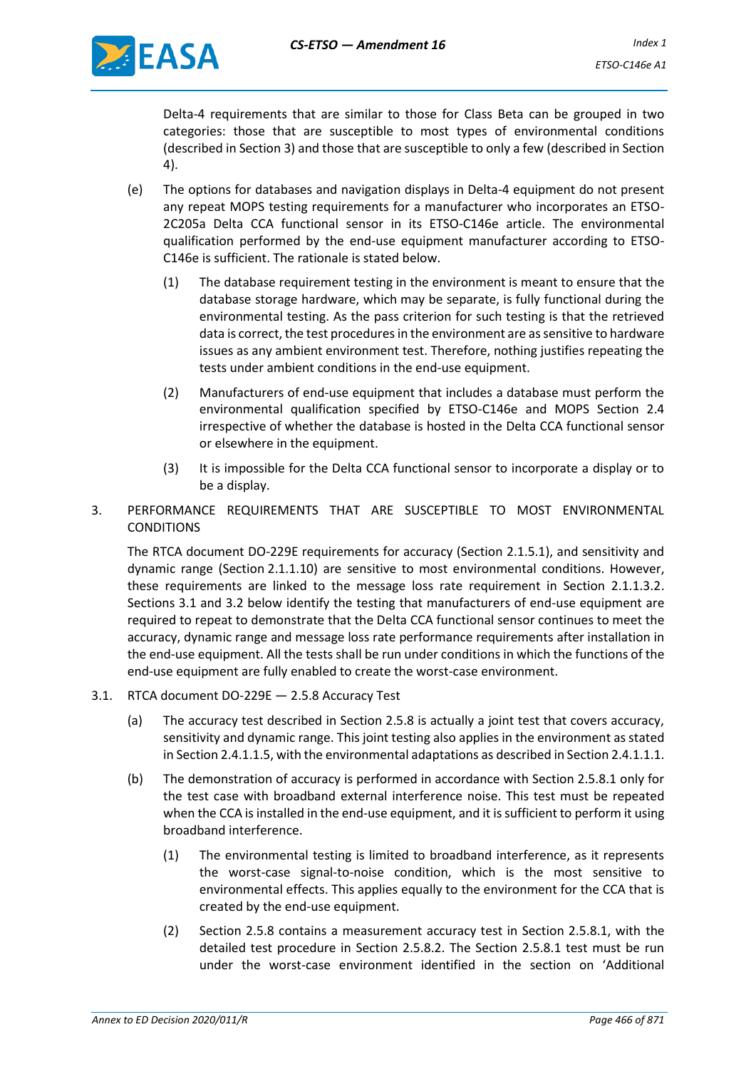Delta-4 requirements that are similar to those for Class Beta can be grouped in two categories: those that are susceptible to most types of environmental conditions (described in Section 3) and those that are susceptible to only a few (described in Section 4).

(e) The options for databases and navigation displays in Delta-4 equipment do not present any repeat MOPS testing requirements for a manufacturer who incorporates an ETSO-2C205a Delta CCA functional sensor in its ETSO-C146e article. The environmental qualification performed by the end-use equipment manufacturer according to ETSO-C146e is sufficient. The rationale is stated below.

(1) The database requirement testing in the environment is meant to ensure that the database storage hardware, which may be separate, is fully functional during the environmental testing. As the pass criterion for such testing is that the retrieved data is correct, the test procedures in the environment are as sensitive to hardware issues as any ambient environment test. Therefore, nothing justifies repeating the tests under ambient conditions in the end-use equipment.

(2) Manufacturers of end-use equipment that includes a database must perform the environmental qualification specified by ETSO-C146e and MOPS Section 2.4 irrespective of whether the database is hosted in the Delta CCA functional sensor or elsewhere in the equipment.

(3) It is impossible for the Delta CCA functional sensor to incorporate a display or to be a display.

## 3. PERFORMANCE REQUIREMENTS THAT ARE SUSCEPTIBLE TO MOST ENVIRONMENTAL CONDITIONS

The RTCA document DO-229E requirements for accuracy (Section 2.1.5.1), and sensitivity and dynamic range (Section 2.1.1.10) are sensitive to most environmental conditions. However, these requirements are linked to the message loss rate requirement in Section 2.1.1.3.2. Sections 3.1 and 3.2 below identify the testing that manufacturers of end-use equipment are required to repeat to demonstrate that the Delta CCA functional sensor continues to meet the accuracy, dynamic range and message loss rate performance requirements after installation in the end-use equipment. All the tests shall be run under conditions in which the functions of the end-use equipment are fully enabled to create the worst-case environment.

### 3.1. RTCA document DO-229E — 2.5.8 Accuracy Test

(a) The accuracy test described in Section 2.5.8 is actually a joint test that covers accuracy, sensitivity and dynamic range. This joint testing also applies in the environment as stated in Section 2.4.1.1.5, with the environmental adaptations as described in Section 2.4.1.1.1.

(b) The demonstration of accuracy is performed in accordance with Section 2.5.8.1 only for the test case with broadband external interference noise. This test must be repeated when the CCA is installed in the end-use equipment, and it is sufficient to perform it using broadband interference.

(1) The environmental testing is limited to broadband interference, as it represents the worst-case signal-to-noise condition, which is the most sensitive to environmental effects. This applies equally to the environment for the CCA that is created by the end-use equipment.

(2) Section 2.5.8 contains a measurement accuracy test in Section 2.5.8.1, with the detailed test procedure in Section 2.5.8.2. The Section 2.5.8.1 test must be run under the worst-case environment identified in the section on 'Additional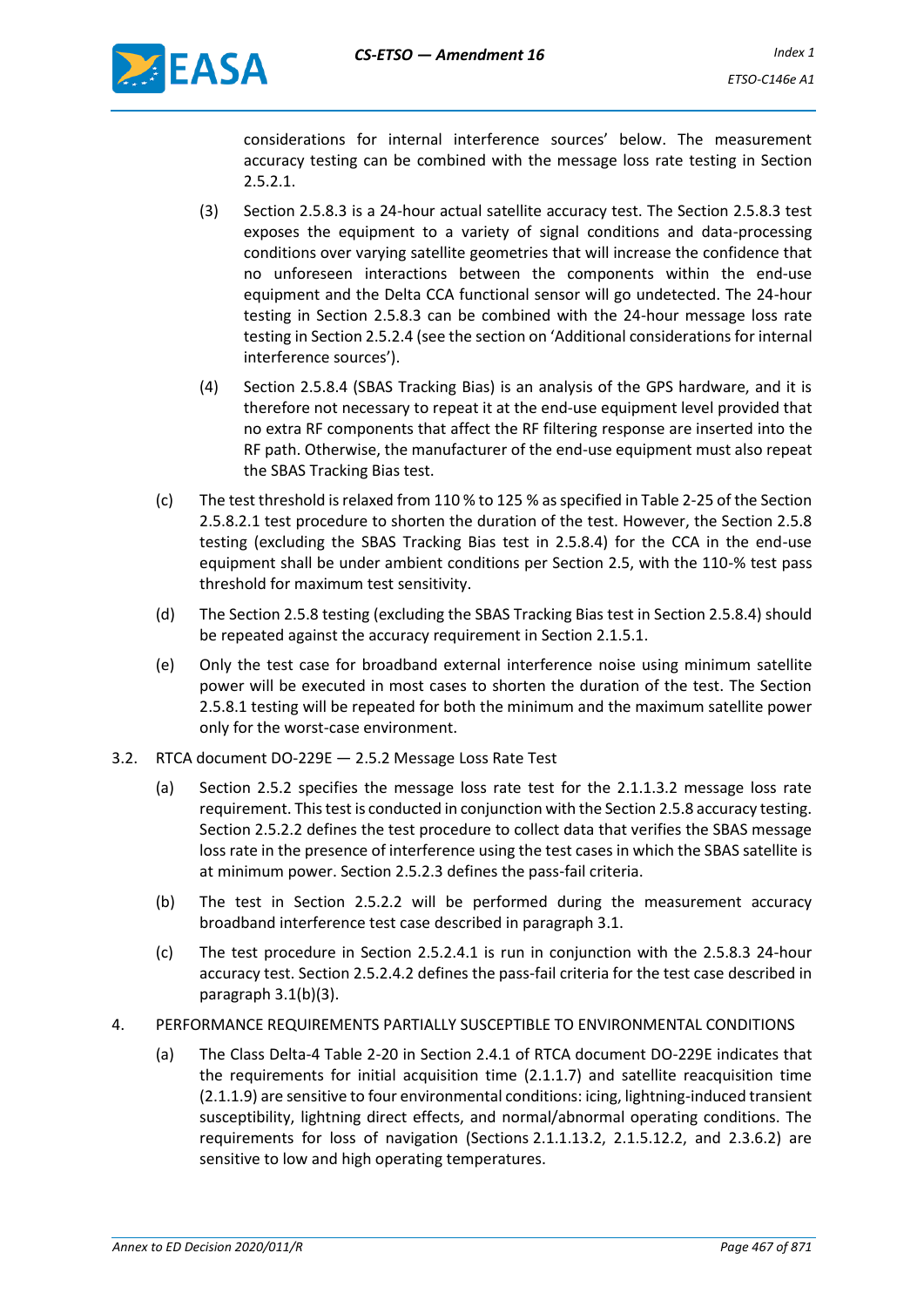considerations for internal interference sources' below. The measurement accuracy testing can be combined with the message loss rate testing in Section 2.5.2.1.

(3) Section 2.5.8.3 is a 24-hour actual satellite accuracy test. The Section 2.5.8.3 test exposes the equipment to a variety of signal conditions and data-processing conditions over varying satellite geometries that will increase the confidence that no unforeseen interactions between the components within the end-use equipment and the Delta CCA functional sensor will go undetected. The 24-hour testing in Section 2.5.8.3 can be combined with the 24-hour message loss rate testing in Section 2.5.2.4 (see the section on 'Additional considerations for internal interference sources').

(4) Section 2.5.8.4 (SBAS Tracking Bias) is an analysis of the GPS hardware, and it is therefore not necessary to repeat it at the end-use equipment level provided that no extra RF components that affect the RF filtering response are inserted into the RF path. Otherwise, the manufacturer of the end-use equipment must also repeat the SBAS Tracking Bias test.

(c) The test threshold is relaxed from 110 % to 125 % as specified in Table 2-25 of the Section 2.5.8.2.1 test procedure to shorten the duration of the test. However, the Section 2.5.8 testing (excluding the SBAS Tracking Bias test in 2.5.8.4) for the CCA in the end-use equipment shall be under ambient conditions per Section 2.5, with the 110-% test pass threshold for maximum test sensitivity.

(d) The Section 2.5.8 testing (excluding the SBAS Tracking Bias test in Section 2.5.8.4) should be repeated against the accuracy requirement in Section 2.1.5.1.

(e) Only the test case for broadband external interference noise using minimum satellite power will be executed in most cases to shorten the duration of the test. The Section 2.5.8.1 testing will be repeated for both the minimum and the maximum satellite power only for the worst-case environment.

3.2. RTCA document DO-229E — 2.5.2 Message Loss Rate Test

(a) Section 2.5.2 specifies the message loss rate test for the 2.1.1.3.2 message loss rate requirement. This test is conducted in conjunction with the Section 2.5.8 accuracy testing. Section 2.5.2.2 defines the test procedure to collect data that verifies the SBAS message loss rate in the presence of interference using the test cases in which the SBAS satellite is at minimum power. Section 2.5.2.3 defines the pass-fail criteria.

(b) The test in Section 2.5.2.2 will be performed during the measurement accuracy broadband interference test case described in paragraph 3.1.

(c) The test procedure in Section 2.5.2.4.1 is run in conjunction with the 2.5.8.3 24-hour accuracy test. Section 2.5.2.4.2 defines the pass-fail criteria for the test case described in paragraph 3.1(b)(3).

4. PERFORMANCE REQUIREMENTS PARTIALLY SUSCEPTIBLE TO ENVIRONMENTAL CONDITIONS

(a) The Class Delta-4 Table 2-20 in Section 2.4.1 of RTCA document DO-229E indicates that the requirements for initial acquisition time (2.1.1.7) and satellite reacquisition time (2.1.1.9) are sensitive to four environmental conditions: icing, lightning-induced transient susceptibility, lightning direct effects, and normal/abnormal operating conditions. The requirements for loss of navigation (Sections 2.1.1.13.2, 2.1.5.12.2, and 2.3.6.2) are sensitive to low and high operating temperatures.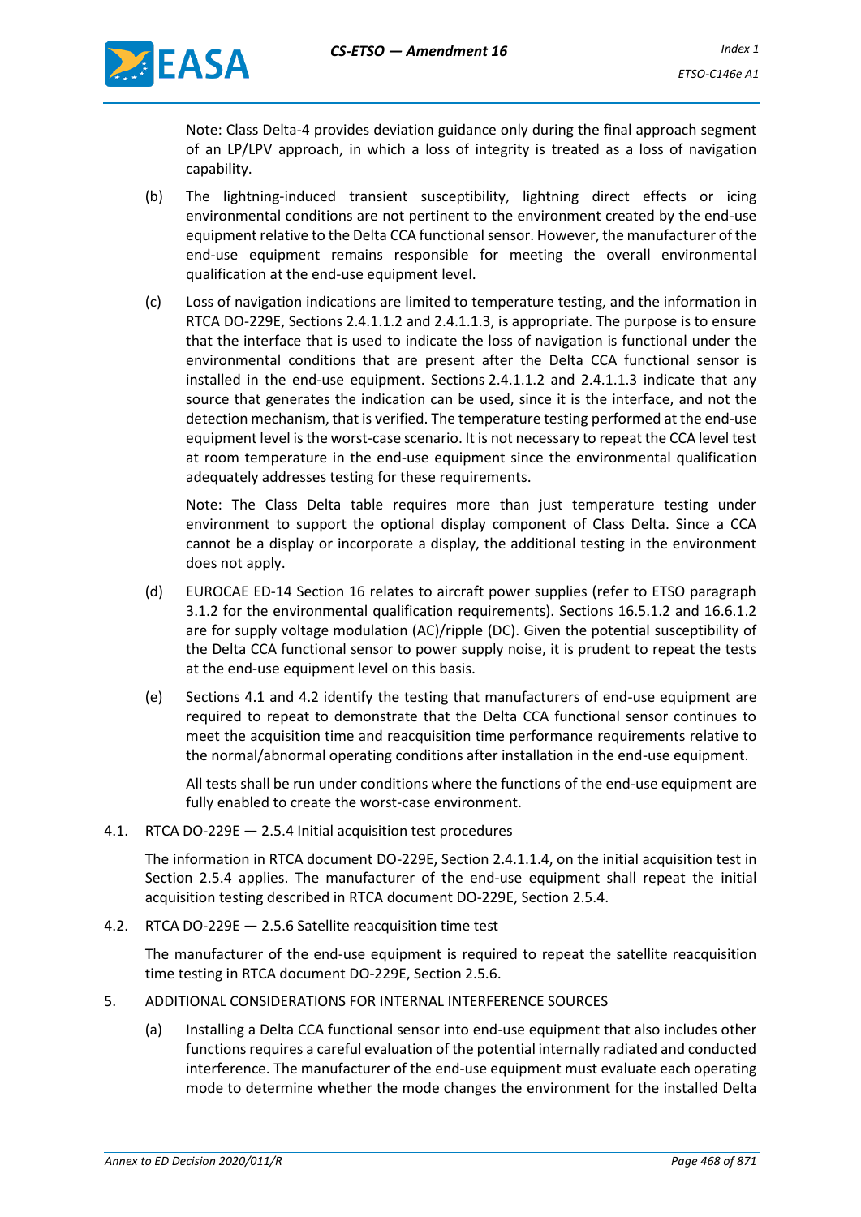Note: Class Delta-4 provides deviation guidance only during the final approach segment of an LP/LPV approach, in which a loss of integrity is treated as a loss of navigation capability.

(b) The lightning-induced transient susceptibility, lightning direct effects or icing environmental conditions are not pertinent to the environment created by the end-use equipment relative to the Delta CCA functional sensor. However, the manufacturer of the end-use equipment remains responsible for meeting the overall environmental qualification at the end-use equipment level.

(c) Loss of navigation indications are limited to temperature testing, and the information in RTCA DO-229E, Sections 2.4.1.1.2 and 2.4.1.1.3, is appropriate. The purpose is to ensure that the interface that is used to indicate the loss of navigation is functional under the environmental conditions that are present after the Delta CCA functional sensor is installed in the end-use equipment. Sections 2.4.1.1.2 and 2.4.1.1.3 indicate that any source that generates the indication can be used, since it is the interface, and not the detection mechanism, that is verified. The temperature testing performed at the end-use equipment level is the worst-case scenario. It is not necessary to repeat the CCA level test at room temperature in the end-use equipment since the environmental qualification adequately addresses testing for these requirements.

Note: The Class Delta table requires more than just temperature testing under environment to support the optional display component of Class Delta. Since a CCA cannot be a display or incorporate a display, the additional testing in the environment does not apply.

(d) EUROCAE ED-14 Section 16 relates to aircraft power supplies (refer to ETSO paragraph 3.1.2 for the environmental qualification requirements). Sections 16.5.1.2 and 16.6.1.2 are for supply voltage modulation (AC)/ripple (DC). Given the potential susceptibility of the Delta CCA functional sensor to power supply noise, it is prudent to repeat the tests at the end-use equipment level on this basis.

(e) Sections 4.1 and 4.2 identify the testing that manufacturers of end-use equipment are required to repeat to demonstrate that the Delta CCA functional sensor continues to meet the acquisition time and reacquisition time performance requirements relative to the normal/abnormal operating conditions after installation in the end-use equipment.

All tests shall be run under conditions where the functions of the end-use equipment are fully enabled to create the worst-case environment.

4.1. RTCA DO-229E — 2.5.4 Initial acquisition test procedures

The information in RTCA document DO-229E, Section 2.4.1.1.4, on the initial acquisition test in Section 2.5.4 applies. The manufacturer of the end-use equipment shall repeat the initial acquisition testing described in RTCA document DO-229E, Section 2.5.4.

4.2. RTCA DO-229E — 2.5.6 Satellite reacquisition time test

The manufacturer of the end-use equipment is required to repeat the satellite reacquisition time testing in RTCA document DO-229E, Section 2.5.6.

5. ADDITIONAL CONSIDERATIONS FOR INTERNAL INTERFERENCE SOURCES

(a) Installing a Delta CCA functional sensor into end-use equipment that also includes other functions requires a careful evaluation of the potential internally radiated and conducted interference. The manufacturer of the end-use equipment must evaluate each operating mode to determine whether the mode changes the environment for the installed Delta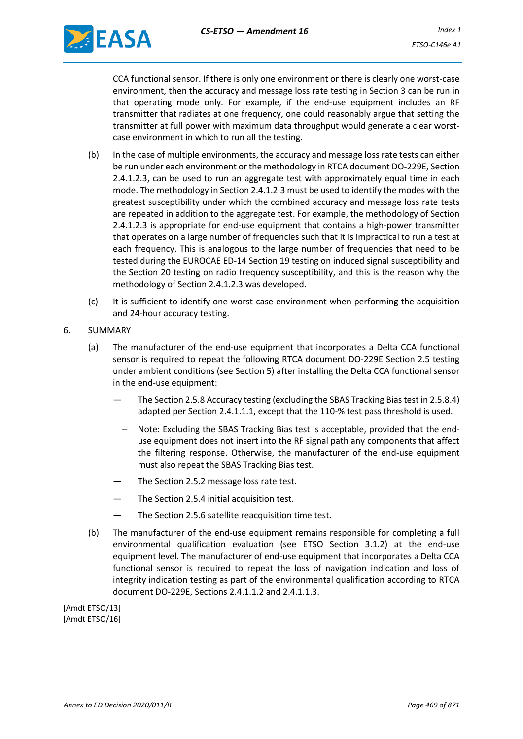CCA functional sensor. If there is only one environment or there is clearly one worst-case environment, then the accuracy and message loss rate testing in Section 3 can be run in that operating mode only. For example, if the end-use equipment includes an RF transmitter that radiates at one frequency, one could reasonably argue that setting the transmitter at full power with maximum data throughput would generate a clear worst-case environment in which to run all the testing.

(b) In the case of multiple environments, the accuracy and message loss rate tests can either be run under each environment or the methodology in RTCA document DO-229E, Section 2.4.1.2.3, can be used to run an aggregate test with approximately equal time in each mode. The methodology in Section 2.4.1.2.3 must be used to identify the modes with the greatest susceptibility under which the combined accuracy and message loss rate tests are repeated in addition to the aggregate test. For example, the methodology of Section 2.4.1.2.3 is appropriate for end-use equipment that contains a high-power transmitter that operates on a large number of frequencies such that it is impractical to run a test at each frequency. This is analogous to the large number of frequencies that need to be tested during the EUROCAE ED-14 Section 19 testing on induced signal susceptibility and the Section 20 testing on radio frequency susceptibility, and this is the reason why the methodology of Section 2.4.1.2.3 was developed.

(c) It is sufficient to identify one worst-case environment when performing the acquisition and 24-hour accuracy testing.

6. SUMMARY

(a) The manufacturer of the end-use equipment that incorporates a Delta CCA functional sensor is required to repeat the following RTCA document DO-229E Section 2.5 testing under ambient conditions (see Section 5) after installing the Delta CCA functional sensor in the end-use equipment:

— The Section 2.5.8 Accuracy testing (excluding the SBAS Tracking Bias test in 2.5.8.4) adapted per Section 2.4.1.1.1, except that the 110-% test pass threshold is used.

– Note: Excluding the SBAS Tracking Bias test is acceptable, provided that the end-use equipment does not insert into the RF signal path any components that affect the filtering response. Otherwise, the manufacturer of the end-use equipment must also repeat the SBAS Tracking Bias test.

— The Section 2.5.2 message loss rate test.

— The Section 2.5.4 initial acquisition test.

— The Section 2.5.6 satellite reacquisition time test.

(b) The manufacturer of the end-use equipment remains responsible for completing a full environmental qualification evaluation (see ETSO Section 3.1.2) at the end-use equipment level. The manufacturer of end-use equipment that incorporates a Delta CCA functional sensor is required to repeat the loss of navigation indication and loss of integrity indication testing as part of the environmental qualification according to RTCA document DO-229E, Sections 2.4.1.1.2 and 2.4.1.1.3.

[Amdt ETSO/13]
[Amdt ETSO/16]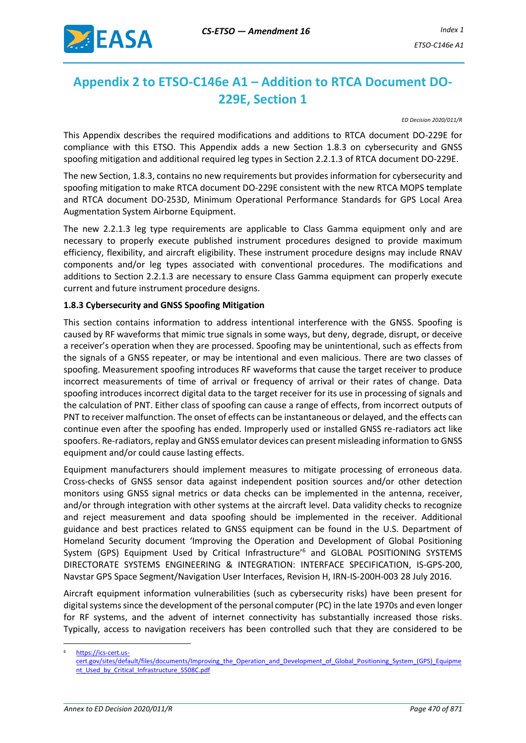# Appendix 2 to ETSO-C146e A1 – Addition to RTCA Document DO-229E, Section 1

*ED Decision 2020/011/R*

This Appendix describes the required modifications and additions to RTCA document DO-229E for compliance with this ETSO. This Appendix adds a new Section 1.8.3 on cybersecurity and GNSS spoofing mitigation and additional required leg types in Section 2.2.1.3 of RTCA document DO-229E.

The new Section, 1.8.3, contains no new requirements but provides information for cybersecurity and spoofing mitigation to make RTCA document DO-229E consistent with the new RTCA MOPS template and RTCA document DO-253D, Minimum Operational Performance Standards for GPS Local Area Augmentation System Airborne Equipment.

The new 2.2.1.3 leg type requirements are applicable to Class Gamma equipment only and are necessary to properly execute published instrument procedures designed to provide maximum efficiency, flexibility, and aircraft eligibility. These instrument procedure designs may include RNAV components and/or leg types associated with conventional procedures. The modifications and additions to Section 2.2.1.3 are necessary to ensure Class Gamma equipment can properly execute current and future instrument procedure designs.

**1.8.3 Cybersecurity and GNSS Spoofing Mitigation**

This section contains information to address intentional interference with the GNSS. Spoofing is caused by RF waveforms that mimic true signals in some ways, but deny, degrade, disrupt, or deceive a receiver's operation when they are processed. Spoofing may be unintentional, such as effects from the signals of a GNSS repeater, or may be intentional and even malicious. There are two classes of spoofing. Measurement spoofing introduces RF waveforms that cause the target receiver to produce incorrect measurements of time of arrival or frequency of arrival or their rates of change. Data spoofing introduces incorrect digital data to the target receiver for its use in processing of signals and the calculation of PNT. Either class of spoofing can cause a range of effects, from incorrect outputs of PNT to receiver malfunction. The onset of effects can be instantaneous or delayed, and the effects can continue even after the spoofing has ended. Improperly used or installed GNSS re-radiators act like spoofers. Re-radiators, replay and GNSS emulator devices can present misleading information to GNSS equipment and/or could cause lasting effects.

Equipment manufacturers should implement measures to mitigate processing of erroneous data. Cross-checks of GNSS sensor data against independent position sources and/or other detection monitors using GNSS signal metrics or data checks can be implemented in the antenna, receiver, and/or through integration with other systems at the aircraft level. Data validity checks to recognize and reject measurement and data spoofing should be implemented in the receiver. Additional guidance and best practices related to GNSS equipment can be found in the U.S. Department of Homeland Security document 'Improving the Operation and Development of Global Positioning System (GPS) Equipment Used by Critical Infrastructure'[6] and GLOBAL POSITIONING SYSTEMS DIRECTORATE SYSTEMS ENGINEERING & INTEGRATION: INTERFACE SPECIFICATION, IS-GPS-200, Navstar GPS Space Segment/Navigation User Interfaces, Revision H, IRN-IS-200H-003 28 July 2016.

Aircraft equipment information vulnerabilities (such as cybersecurity risks) have been present for digital systems since the development of the personal computer (PC) in the late 1970s and even longer for RF systems, and the advent of internet connectivity has substantially increased those risks. Typically, access to navigation receivers has been controlled such that they are considered to be

[6] https://ics-cert.us-cert.gov/sites/default/files/documents/Improving_the_Operation_and_Development_of_Global_Positioning_System_(GPS)_Equipment_Used_by_Critical_Infrastructure_S508C.pdf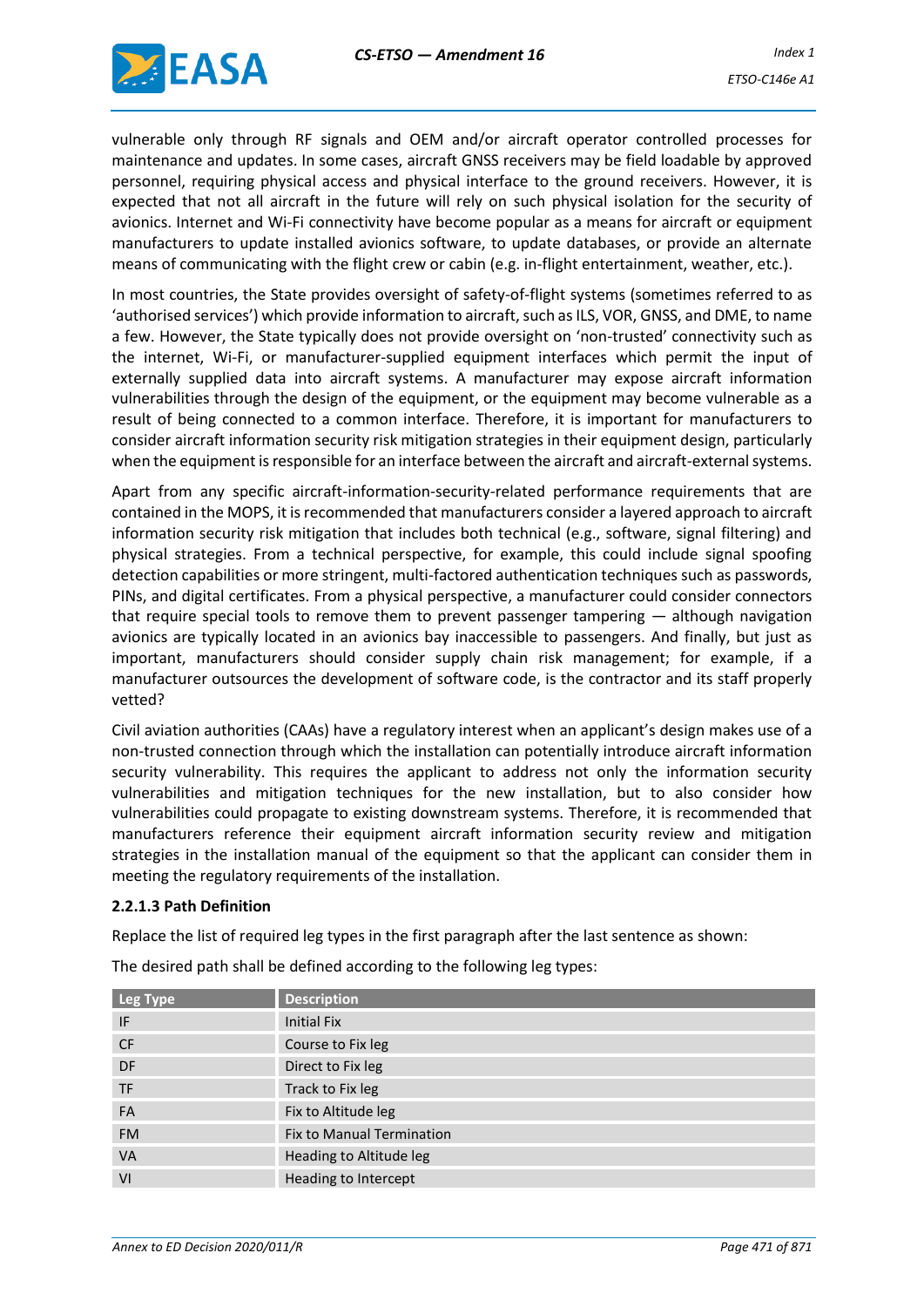vulnerable only through RF signals and OEM and/or aircraft operator controlled processes for maintenance and updates. In some cases, aircraft GNSS receivers may be field loadable by approved personnel, requiring physical access and physical interface to the ground receivers. However, it is expected that not all aircraft in the future will rely on such physical isolation for the security of avionics. Internet and Wi-Fi connectivity have become popular as a means for aircraft or equipment manufacturers to update installed avionics software, to update databases, or provide an alternate means of communicating with the flight crew or cabin (e.g. in-flight entertainment, weather, etc.).

In most countries, the State provides oversight of safety-of-flight systems (sometimes referred to as 'authorised services') which provide information to aircraft, such as ILS, VOR, GNSS, and DME, to name a few. However, the State typically does not provide oversight on 'non-trusted' connectivity such as the internet, Wi-Fi, or manufacturer-supplied equipment interfaces which permit the input of externally supplied data into aircraft systems. A manufacturer may expose aircraft information vulnerabilities through the design of the equipment, or the equipment may become vulnerable as a result of being connected to a common interface. Therefore, it is important for manufacturers to consider aircraft information security risk mitigation strategies in their equipment design, particularly when the equipment is responsible for an interface between the aircraft and aircraft-external systems.

Apart from any specific aircraft-information-security-related performance requirements that are contained in the MOPS, it is recommended that manufacturers consider a layered approach to aircraft information security risk mitigation that includes both technical (e.g., software, signal filtering) and physical strategies. From a technical perspective, for example, this could include signal spoofing detection capabilities or more stringent, multi-factored authentication techniques such as passwords, PINs, and digital certificates. From a physical perspective, a manufacturer could consider connectors that require special tools to remove them to prevent passenger tampering — although navigation avionics are typically located in an avionics bay inaccessible to passengers. And finally, but just as important, manufacturers should consider supply chain risk management; for example, if a manufacturer outsources the development of software code, is the contractor and its staff properly vetted?

Civil aviation authorities (CAAs) have a regulatory interest when an applicant's design makes use of a non-trusted connection through which the installation can potentially introduce aircraft information security vulnerability. This requires the applicant to address not only the information security vulnerabilities and mitigation techniques for the new installation, but to also consider how vulnerabilities could propagate to existing downstream systems. Therefore, it is recommended that manufacturers reference their equipment aircraft information security review and mitigation strategies in the installation manual of the equipment so that the applicant can consider them in meeting the regulatory requirements of the installation.

**2.2.1.3 Path Definition**

Replace the list of required leg types in the first paragraph after the last sentence as shown:

The desired path shall be defined according to the following leg types:

| Leg Type | Description |
|---|---|
| IF | Initial Fix |
| CF | Course to Fix leg |
| DF | Direct to Fix leg |
| TF | Track to Fix leg |
| FA | Fix to Altitude leg |
| FM | Fix to Manual Termination |
| VA | Heading to Altitude leg |
| VI | Heading to Intercept |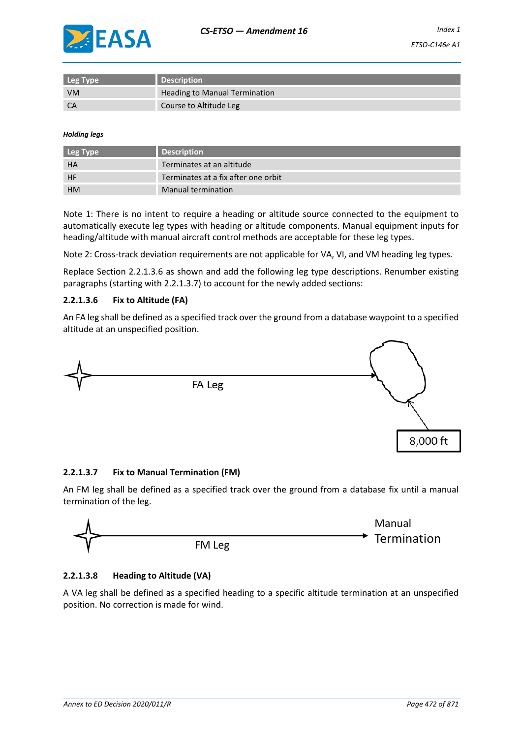| Leg Type | Description |
| --- | --- |
| VM | Heading to Manual Termination |
| CA | Course to Altitude Leg |

***Holding legs***

| Leg Type | Description |
| --- | --- |
| HA | Terminates at an altitude |
| HF | Terminates at a fix after one orbit |
| HM | Manual termination |

Note 1: There is no intent to require a heading or altitude source connected to the equipment to automatically execute leg types with heading or altitude components. Manual equipment inputs for heading/altitude with manual aircraft control methods are acceptable for these leg types.

Note 2: Cross-track deviation requirements are not applicable for VA, VI, and VM heading leg types.

Replace Section 2.2.1.3.6 as shown and add the following leg type descriptions. Renumber existing paragraphs (starting with 2.2.1.3.7) to account for the newly added sections:

#### 2.2.1.3.6 Fix to Altitude (FA)

An FA leg shall be defined as a specified track over the ground from a database waypoint to a specified altitude at an unspecified position.

FA Leg

8,000 ft

#### 2.2.1.3.7 Fix to Manual Termination (FM)

An FM leg shall be defined as a specified track over the ground from a database fix until a manual termination of the leg.

FM Leg

Manual Termination

#### 2.2.1.3.8 Heading to Altitude (VA)

A VA leg shall be defined as a specified heading to a specific altitude termination at an unspecified position. No correction is made for wind.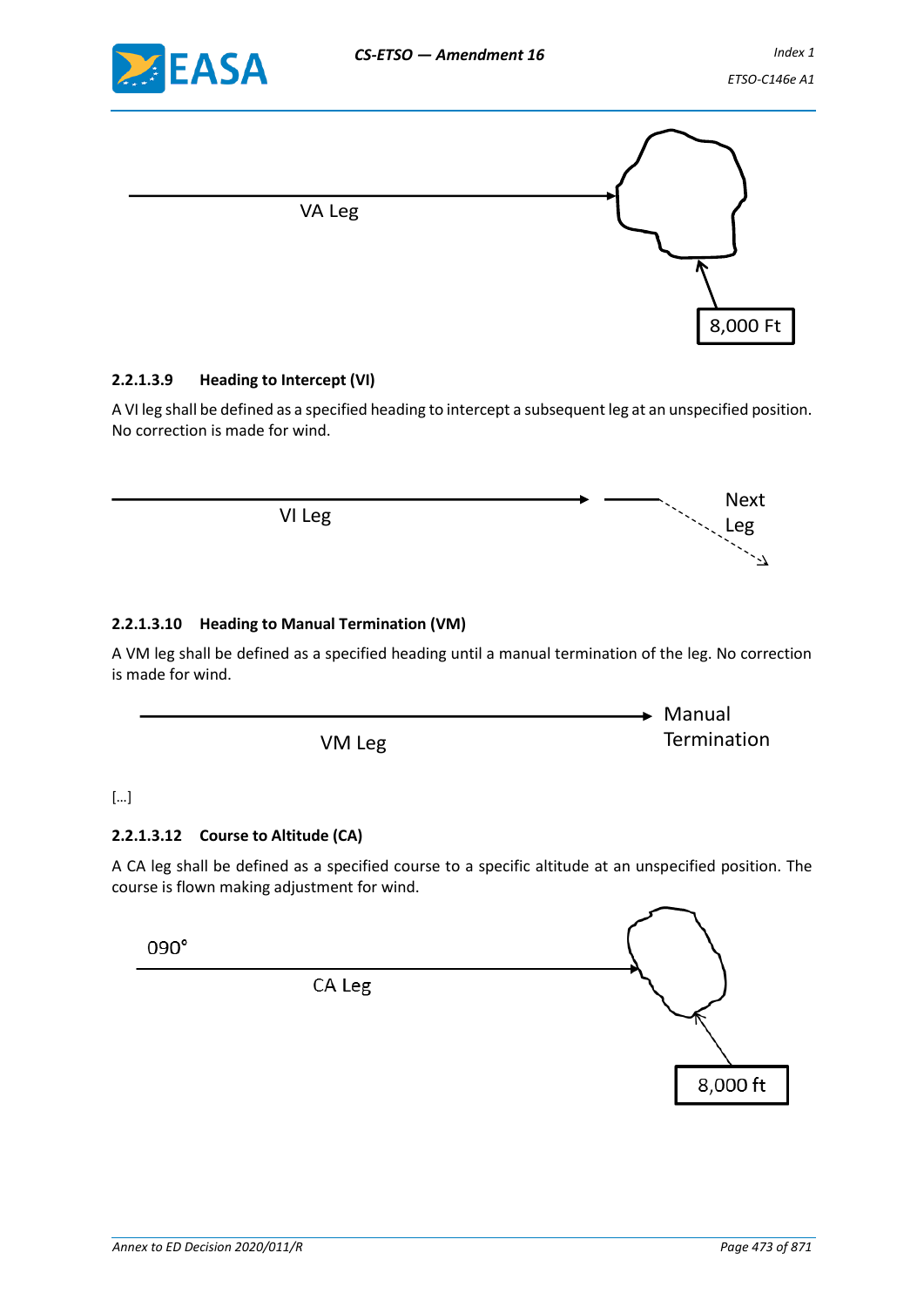VA Leg

8,000 Ft

#### 2.2.1.3.9 Heading to Intercept (VI)

A VI leg shall be defined as a specified heading to intercept a subsequent leg at an unspecified position. No correction is made for wind.

VI Leg

Next Leg

#### 2.2.1.3.10 Heading to Manual Termination (VM)

A VM leg shall be defined as a specified heading until a manual termination of the leg. No correction is made for wind.

VM Leg

Manual Termination

[…]

#### 2.2.1.3.12 Course to Altitude (CA)

A CA leg shall be defined as a specified course to a specific altitude at an unspecified position. The course is flown making adjustment for wind.

090°

CA Leg

8,000 ft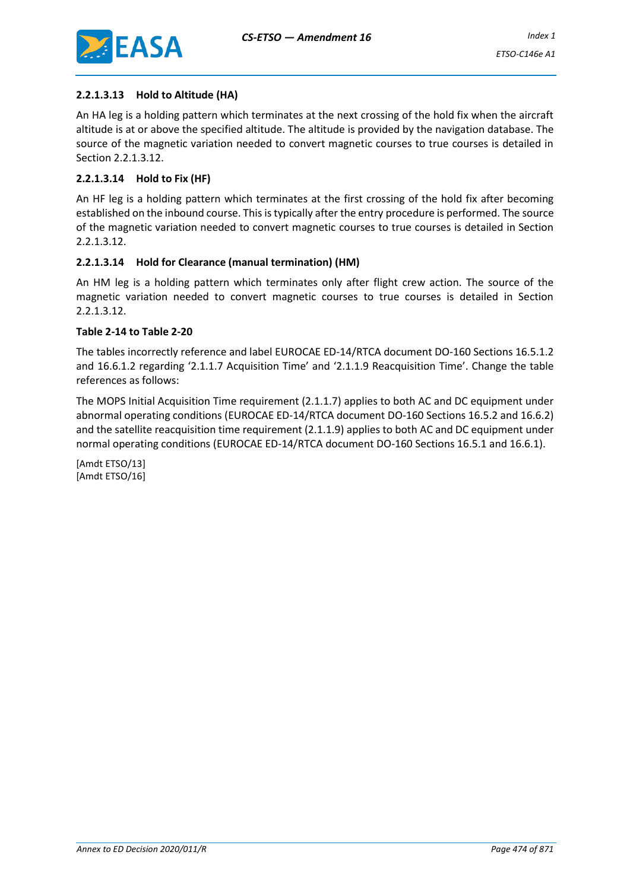#### 2.2.1.3.13 Hold to Altitude (HA)

An HA leg is a holding pattern which terminates at the next crossing of the hold fix when the aircraft altitude is at or above the specified altitude. The altitude is provided by the navigation database. The source of the magnetic variation needed to convert magnetic courses to true courses is detailed in Section 2.2.1.3.12.

#### 2.2.1.3.14 Hold to Fix (HF)

An HF leg is a holding pattern which terminates at the first crossing of the hold fix after becoming established on the inbound course. This is typically after the entry procedure is performed. The source of the magnetic variation needed to convert magnetic courses to true courses is detailed in Section 2.2.1.3.12.

#### 2.2.1.3.14 Hold for Clearance (manual termination) (HM)

An HM leg is a holding pattern which terminates only after flight crew action. The source of the magnetic variation needed to convert magnetic courses to true courses is detailed in Section 2.2.1.3.12.

**Table 2-14 to Table 2-20**

The tables incorrectly reference and label EUROCAE ED-14/RTCA document DO-160 Sections 16.5.1.2 and 16.6.1.2 regarding '2.1.1.7 Acquisition Time' and '2.1.1.9 Reacquisition Time'. Change the table references as follows:

The MOPS Initial Acquisition Time requirement (2.1.1.7) applies to both AC and DC equipment under abnormal operating conditions (EUROCAE ED-14/RTCA document DO-160 Sections 16.5.2 and 16.6.2) and the satellite reacquisition time requirement (2.1.1.9) applies to both AC and DC equipment under normal operating conditions (EUROCAE ED-14/RTCA document DO-160 Sections 16.5.1 and 16.6.1).

[Amdt ETSO/13]
[Amdt ETSO/16]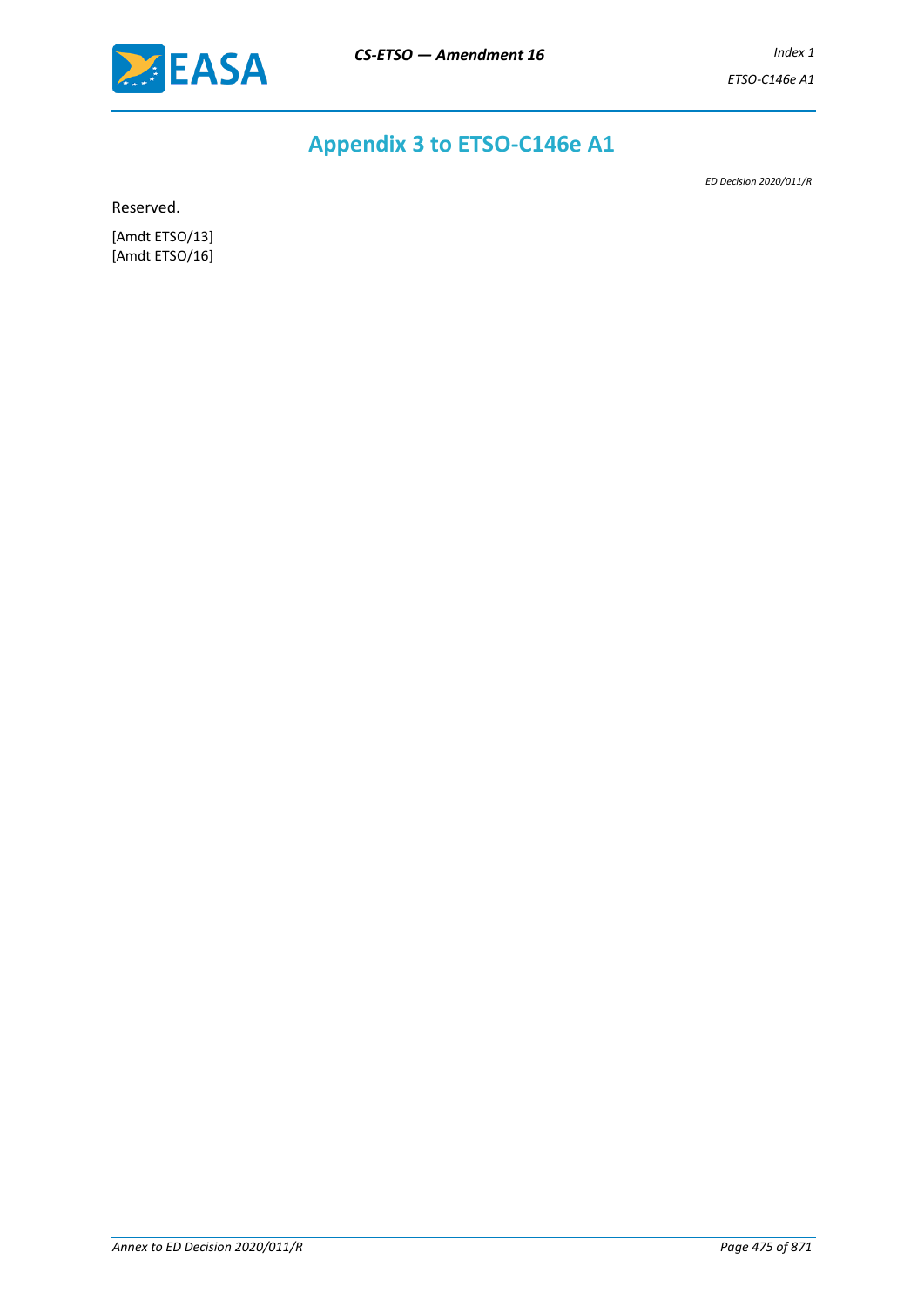# Appendix 3 to ETSO-C146e A1

*ED Decision 2020/011/R*

Reserved.

[Amdt ETSO/13]
[Amdt ETSO/16]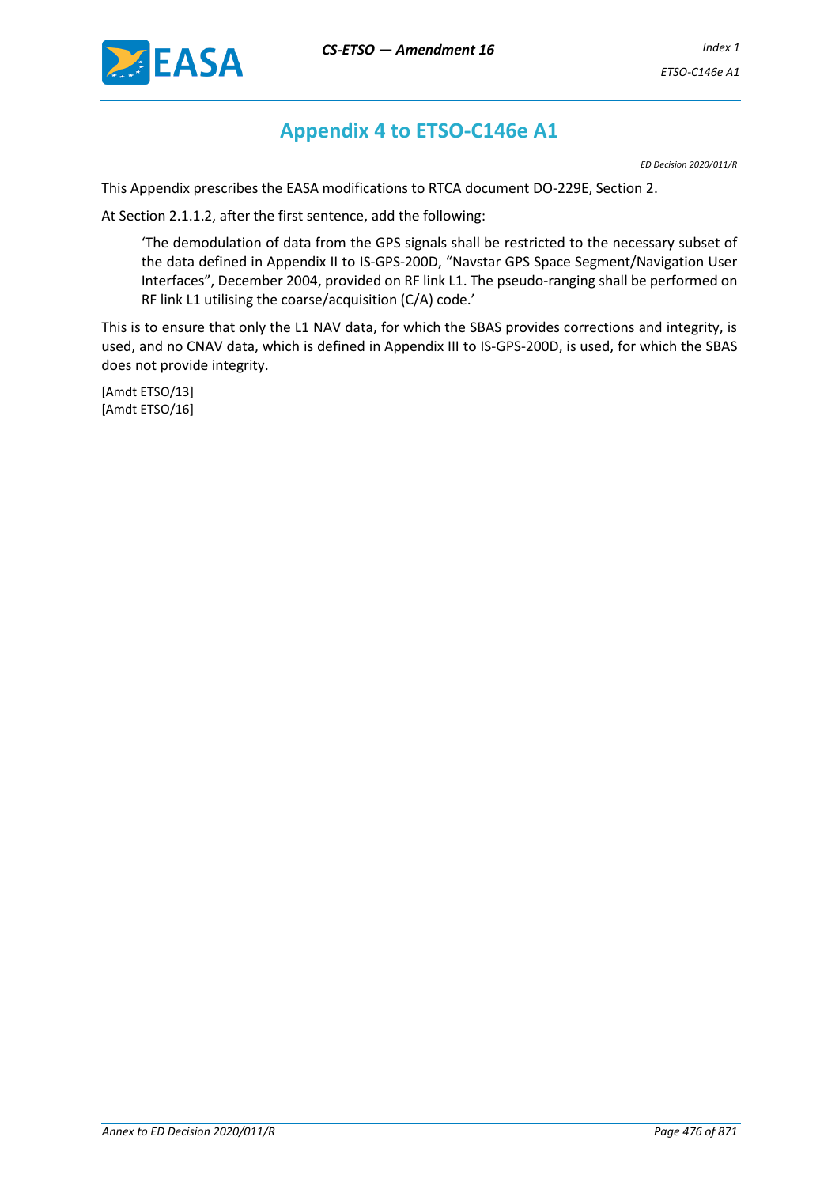# Appendix 4 to ETSO-C146e A1

*ED Decision 2020/011/R*

This Appendix prescribes the EASA modifications to RTCA document DO-229E, Section 2.

At Section 2.1.1.2, after the first sentence, add the following:

> 'The demodulation of data from the GPS signals shall be restricted to the necessary subset of the data defined in Appendix II to IS-GPS-200D, "Navstar GPS Space Segment/Navigation User Interfaces", December 2004, provided on RF link L1. The pseudo-ranging shall be performed on RF link L1 utilising the coarse/acquisition (C/A) code.'

This is to ensure that only the L1 NAV data, for which the SBAS provides corrections and integrity, is used, and no CNAV data, which is defined in Appendix III to IS-GPS-200D, is used, for which the SBAS does not provide integrity.

[Amdt ETSO/13]
[Amdt ETSO/16]